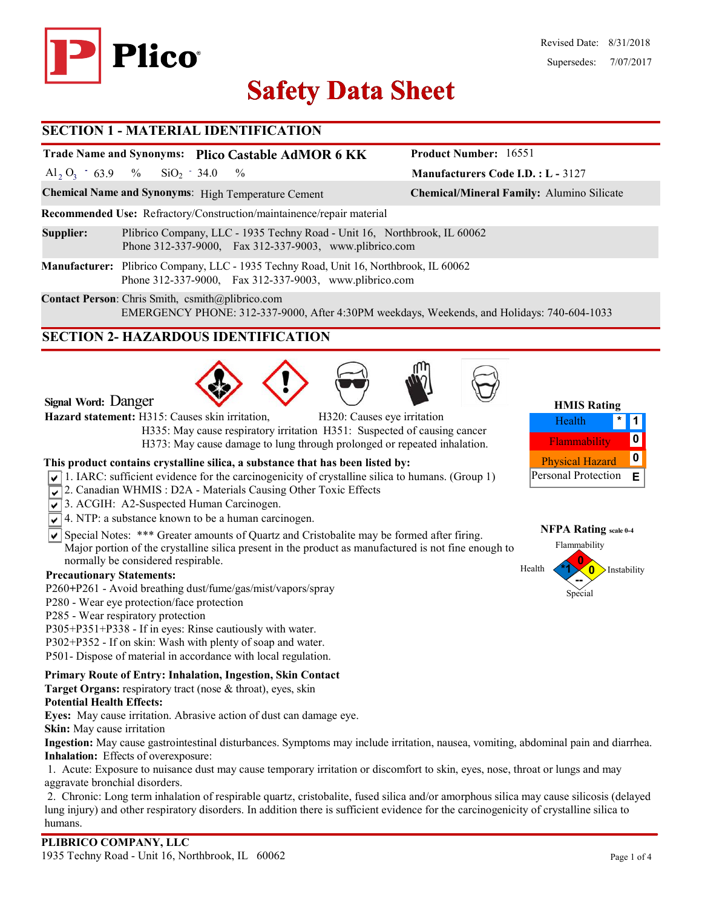Revised Date: 8/31/2018

Supersedes: 7/07/2017

# Safety Data Sheet

## SECTION 1 - MATERIAL IDENTIFICATION

**Trade Name and Synonyms:** **Plico Castable AdMOR 6 KK**

**Product Number:** 16551

$Al_2O_3$ - 63.9 % $SiO_2$ - 34.0 %

**Manufacturers Code I.D. : L -** 3127

**Chemical Name and Synonyms**: High Temperature Cement

**Chemical/Mineral Family:** Alumino Silicate

**Recommended Use:** Refractory/Construction/maintainence/repair material

**Supplier:** Plibrico Company, LLC - 1935 Techny Road - Unit 16, Northbrook, IL 60062
Phone 312-337-9000, Fax 312-337-9003, www.plibrico.com

**Manufacturer:** Plibrico Company, LLC - 1935 Techny Road, Unit 16, Northbrook, IL 60062
Phone 312-337-9000, Fax 312-337-9003, www.plibrico.com

**Contact Person**: Chris Smith, csmith@plibrico.com
EMERGENCY PHONE: 312-337-9000, After 4:30PM weekdays, Weekends, and Holidays: 740-604-1033

## SECTION 2- HAZARDOUS IDENTIFICATION

**Signal Word:** Danger

**Hazard statement:** H315: Causes skin irritation, H320: Causes eye irritation
H335: May cause respiratory irritation H351: Suspected of causing cancer
H373: May cause damage to lung through prolonged or repeated inhalation.

**HMIS Rating**

| | | |
|---|---|---|
| Health | * | 1 |
| Flammability | | 0 |
| Physical Hazard | | 0 |
| Personal Protection | | E |

**NFPA Rating** scale 0-4

Flammability: 0; Health: *1; Instability: 0; Special: --

**This product contains crystalline silica, a substance that has been listed by:**

- ☑ 1. IARC: sufficient evidence for the carcinogenicity of crystalline silica to humans. (Group 1)
- ☑ 2. Canadian WHMIS : D2A - Materials Causing Other Toxic Effects
- ☑ 3. ACGIH: A2-Suspected Human Carcinogen.
- ☑ 4. NTP: a substance known to be a human carcinogen.
- ☑ Special Notes: *** Greater amounts of Quartz and Cristobalite may be formed after firing. Major portion of the crystalline silica present in the product as manufactured is not fine enough to normally be considered respirable.

**Precautionary Statements:**

P260+P261 - Avoid breathing dust/fume/gas/mist/vapors/spray
P280 - Wear eye protection/face protection
P285 - Wear respiratory protection
P305+P351+P338 - If in eyes: Rinse cautiously with water.
P302+P352 - If on skin: Wash with plenty of soap and water.
P501- Dispose of material in accordance with local regulation.

**Primary Route of Entry: Inhalation, Ingestion, Skin Contact**
**Target Organs:** respiratory tract (nose & throat), eyes, skin
**Potential Health Effects:**
**Eyes:** May cause irritation. Abrasive action of dust can damage eye.
**Skin:** May cause irritation
**Ingestion:** May cause gastrointestinal disturbances. Symptoms may include irritation, nausea, vomiting, abdominal pain and diarrhea.
**Inhalation:** Effects of overexposure:

1. Acute: Exposure to nuisance dust may cause temporary irritation or discomfort to skin, eyes, nose, throat or lungs and may aggravate bronchial disorders.
2. Chronic: Long term inhalation of respirable quartz, cristobalite, fused silica and/or amorphous silica may cause silicosis (delayed lung injury) and other respiratory disorders. In addition there is sufficient evidence for the carcinogenicity of crystalline silica to humans.

**PLIBRICO COMPANY, LLC**
1935 Techny Road - Unit 16, Northbrook, IL 60062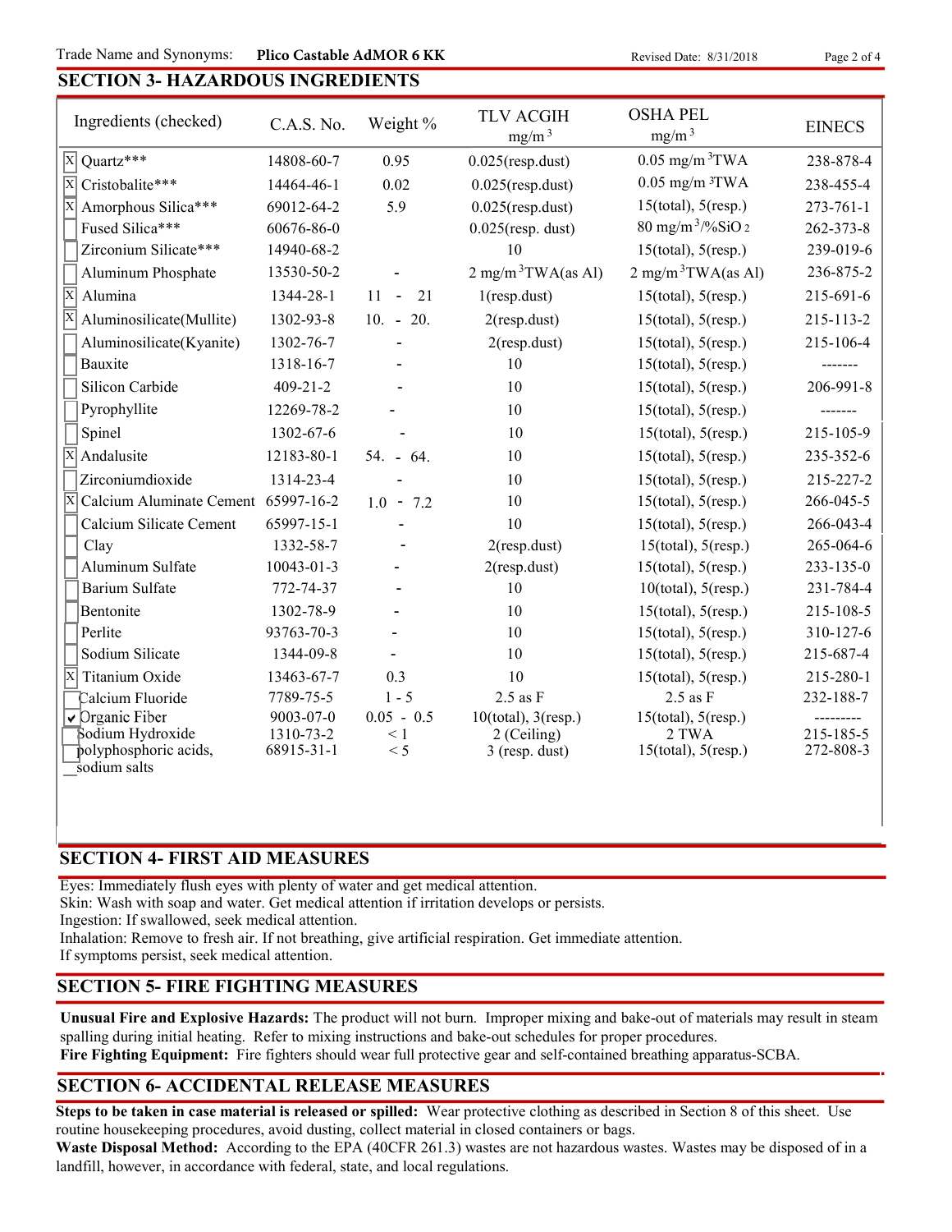Trade Name and Synonyms: **Plico Castable AdMOR 6 KK** Revised Date: 8/31/2018

## SECTION 3- HAZARDOUS INGREDIENTS

| Ingredients (checked) | C.A.S. No. | Weight % | TLV ACGIH $mg/m^3$ | OSHA PEL $mg/m^3$ | EINECS |
|---|---|---|---|---|---|
| [X] Quartz*** | 14808-60-7 | 0.95 | 0.025(resp.dust) | 0.05 $mg/m^3$TWA | 238-878-4 |
| [X] Cristobalite*** | 14464-46-1 | 0.02 | 0.025(resp.dust) | 0.05 $mg/m^3$TWA | 238-455-4 |
| [X] Amorphous Silica*** | 69012-64-2 | 5.9 | 0.025(resp.dust) | 15(total), 5(resp.) | 273-761-1 |
| [ ] Fused Silica*** | 60676-86-0 | | 0.025(resp. dust) | 80 $mg/m^3$/%$SiO_2$ | 262-373-8 |
| [ ] Zirconium Silicate*** | 14940-68-2 | | 10 | 15(total), 5(resp.) | 239-019-6 |
| [ ] Aluminum Phosphate | 13530-50-2 | - | 2 $mg/m^3$TWA(as Al) | 2 $mg/m^3$TWA(as Al) | 236-875-2 |
| [X] Alumina | 1344-28-1 | 11 - 21 | 1(resp.dust) | 15(total), 5(resp.) | 215-691-6 |
| [X] Aluminosilicate(Mullite) | 1302-93-8 | 10. - 20. | 2(resp.dust) | 15(total), 5(resp.) | 215-113-2 |
| [ ] Aluminosilicate(Kyanite) | 1302-76-7 | - | 2(resp.dust) | 15(total), 5(resp.) | 215-106-4 |
| [ ] Bauxite | 1318-16-7 | - | 10 | 15(total), 5(resp.) | ------- |
| [ ] Silicon Carbide | 409-21-2 | - | 10 | 15(total), 5(resp.) | 206-991-8 |
| [ ] Pyrophyllite | 12269-78-2 | - | 10 | 15(total), 5(resp.) | ------- |
| [ ] Spinel | 1302-67-6 | - | 10 | 15(total), 5(resp.) | 215-105-9 |
| [X] Andalusite | 12183-80-1 | 54. - 64. | 10 | 15(total), 5(resp.) | 235-352-6 |
| [ ] Zirconiumdioxide | 1314-23-4 | - | 10 | 15(total), 5(resp.) | 215-227-2 |
| [X] Calcium Aluminate Cement | 65997-16-2 | 1.0 - 7.2 | 10 | 15(total), 5(resp.) | 266-045-5 |
| [ ] Calcium Silicate Cement | 65997-15-1 | - | 10 | 15(total), 5(resp.) | 266-043-4 |
| [ ] Clay | 1332-58-7 | - | 2(resp.dust) | 15(total), 5(resp.) | 265-064-6 |
| [ ] Aluminum Sulfate | 10043-01-3 | - | 2(resp.dust) | 15(total), 5(resp.) | 233-135-0 |
| [ ] Barium Sulfate | 772-74-37 | - | 10 | 10(total), 5(resp.) | 231-784-4 |
| [ ] Bentonite | 1302-78-9 | - | 10 | 15(total), 5(resp.) | 215-108-5 |
| [ ] Perlite | 93763-70-3 | - | 10 | 15(total), 5(resp.) | 310-127-6 |
| [ ] Sodium Silicate | 1344-09-8 | - | 10 | 15(total), 5(resp.) | 215-687-4 |
| [X] Titanium Oxide | 13463-67-7 | 0.3 | 10 | 15(total), 5(resp.) | 215-280-1 |
| [ ] Calcium Fluoride | 7789-75-5 | 1 - 5 | 2.5 as F | 2.5 as F | 232-188-7 |
| [✔] Organic Fiber | 9003-07-0 | 0.05 - 0.5 | 10(total), 3(resp.) | 15(total), 5(resp.) | --------- |
| [ ] Sodium Hydroxide | 1310-73-2 | < 1 | 2 (Ceiling) | 2 TWA | 215-185-5 |
| [ ] polyphosphoric acids, sodium salts | 68915-31-1 | < 5 | 3 (resp. dust) | 15(total), 5(resp.) | 272-808-3 |

## SECTION 4- FIRST AID MEASURES

Eyes: Immediately flush eyes with plenty of water and get medical attention.
Skin: Wash with soap and water. Get medical attention if irritation develops or persists.
Ingestion: If swallowed, seek medical attention.
Inhalation: Remove to fresh air. If not breathing, give artificial respiration. Get immediate attention.
If symptoms persist, seek medical attention.

## SECTION 5- FIRE FIGHTING MEASURES

**Unusual Fire and Explosive Hazards:** The product will not burn. Improper mixing and bake-out of materials may result in steam spalling during initial heating. Refer to mixing instructions and bake-out schedules for proper procedures.
**Fire Fighting Equipment:** Fire fighters should wear full protective gear and self-contained breathing apparatus-SCBA.

## SECTION 6- ACCIDENTAL RELEASE MEASURES

**Steps to be taken in case material is released or spilled:** Wear protective clothing as described in Section 8 of this sheet. Use routine housekeeping procedures, avoid dusting, collect material in closed containers or bags.
**Waste Disposal Method:** According to the EPA (40CFR 261.3) wastes are not hazardous wastes. Wastes may be disposed of in a landfill, however, in accordance with federal, state, and local regulations.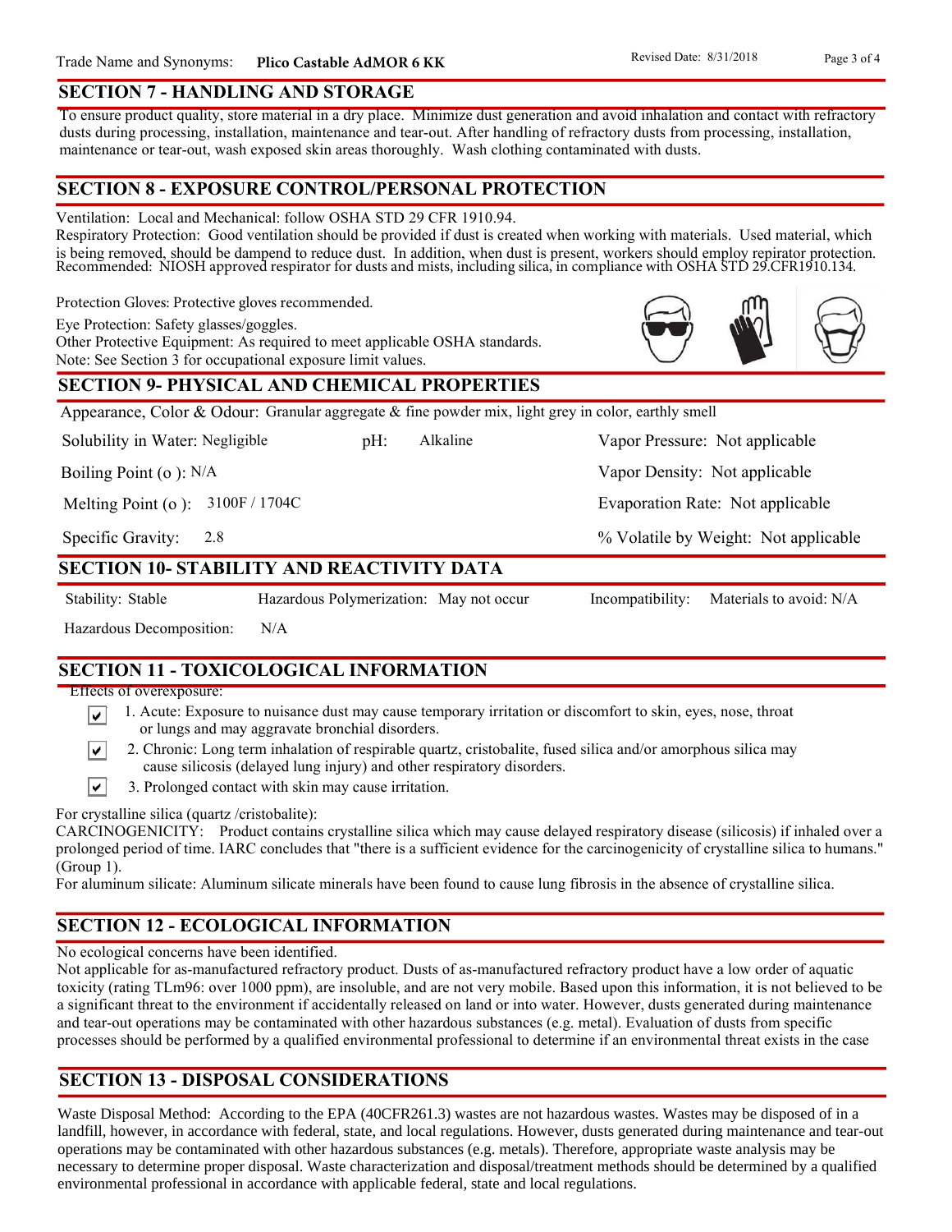Trade Name and Synonyms: **Plico Castable AdMOR 6 KK** Revised Date: 8/31/2018

## SECTION 7 - HANDLING AND STORAGE

To ensure product quality, store material in a dry place. Minimize dust generation and avoid inhalation and contact with refractory dusts during processing, installation, maintenance and tear-out. After handling of refractory dusts from processing, installation, maintenance or tear-out, wash exposed skin areas thoroughly. Wash clothing contaminated with dusts.

## SECTION 8 - EXPOSURE CONTROL/PERSONAL PROTECTION

Ventilation: Local and Mechanical: follow OSHA STD 29 CFR 1910.94.
Respiratory Protection: Good ventilation should be provided if dust is created when working with materials. Used material, which is being removed, should be dampend to reduce dust. In addition, when dust is present, workers should employ repirator protection. Recommended: NIOSH approved respirator for dusts and mists, including silica, in compliance with OSHA STD 29.CFR1910.134.

Protection Gloves: Protective gloves recommended.
Eye Protection: Safety glasses/goggles.
Other Protective Equipment: As required to meet applicable OSHA standards.
Note: See Section 3 for occupational exposure limit values.

## SECTION 9- PHYSICAL AND CHEMICAL PROPERTIES

Appearance, Color & Odour: Granular aggregate & fine powder mix, light grey in color, earthly smell

| | | | |
|---|---|---|---|
| Solubility in Water: Negligible | pH: Alkaline | | Vapor Pressure: Not applicable |
| Boiling Point (o ): N/A | | | Vapor Density: Not applicable |
| Melting Point (o ): 3100F / 1704C | | | Evaporation Rate: Not applicable |
| Specific Gravity: 2.8 | | | % Volatile by Weight: Not applicable |

## SECTION 10- STABILITY AND REACTIVITY DATA

Stability: Stable Hazardous Polymerization: May not occur Incompatibility: Materials to avoid: N/A

Hazardous Decomposition: N/A

## SECTION 11 - TOXICOLOGICAL INFORMATION

Effects of overexposure:

- ☑ 1. Acute: Exposure to nuisance dust may cause temporary irritation or discomfort to skin, eyes, nose, throat or lungs and may aggravate bronchial disorders.
- ☑ 2. Chronic: Long term inhalation of respirable quartz, cristobalite, fused silica and/or amorphous silica may cause silicosis (delayed lung injury) and other respiratory disorders.
- ☑ 3. Prolonged contact with skin may cause irritation.

For crystalline silica (quartz /cristobalite):
CARCINOGENICITY: Product contains crystalline silica which may cause delayed respiratory disease (silicosis) if inhaled over a prolonged period of time. IARC concludes that "there is a sufficient evidence for the carcinogenicity of crystalline silica to humans." (Group 1).
For aluminum silicate: Aluminum silicate minerals have been found to cause lung fibrosis in the absence of crystalline silica.

## SECTION 12 - ECOLOGICAL INFORMATION

No ecological concerns have been identified.
Not applicable for as-manufactured refractory product. Dusts of as-manufactured refractory product have a low order of aquatic toxicity (rating TLm96: over 1000 ppm), are insoluble, and are not very mobile. Based upon this information, it is not believed to be a significant threat to the environment if accidentally released on land or into water. However, dusts generated during maintenance and tear-out operations may be contaminated with other hazardous substances (e.g. metal). Evaluation of dusts from specific processes should be performed by a qualified environmental professional to determine if an environmental threat exists in the case

## SECTION 13 - DISPOSAL CONSIDERATIONS

Waste Disposal Method: According to the EPA (40CFR261.3) wastes are not hazardous wastes. Wastes may be disposed of in a landfill, however, in accordance with federal, state, and local regulations. However, dusts generated during maintenance and tear-out operations may be contaminated with other hazardous substances (e.g. metals). Therefore, appropriate waste analysis may be necessary to determine proper disposal. Waste characterization and disposal/treatment methods should be determined by a qualified environmental professional in accordance with applicable federal, state and local regulations.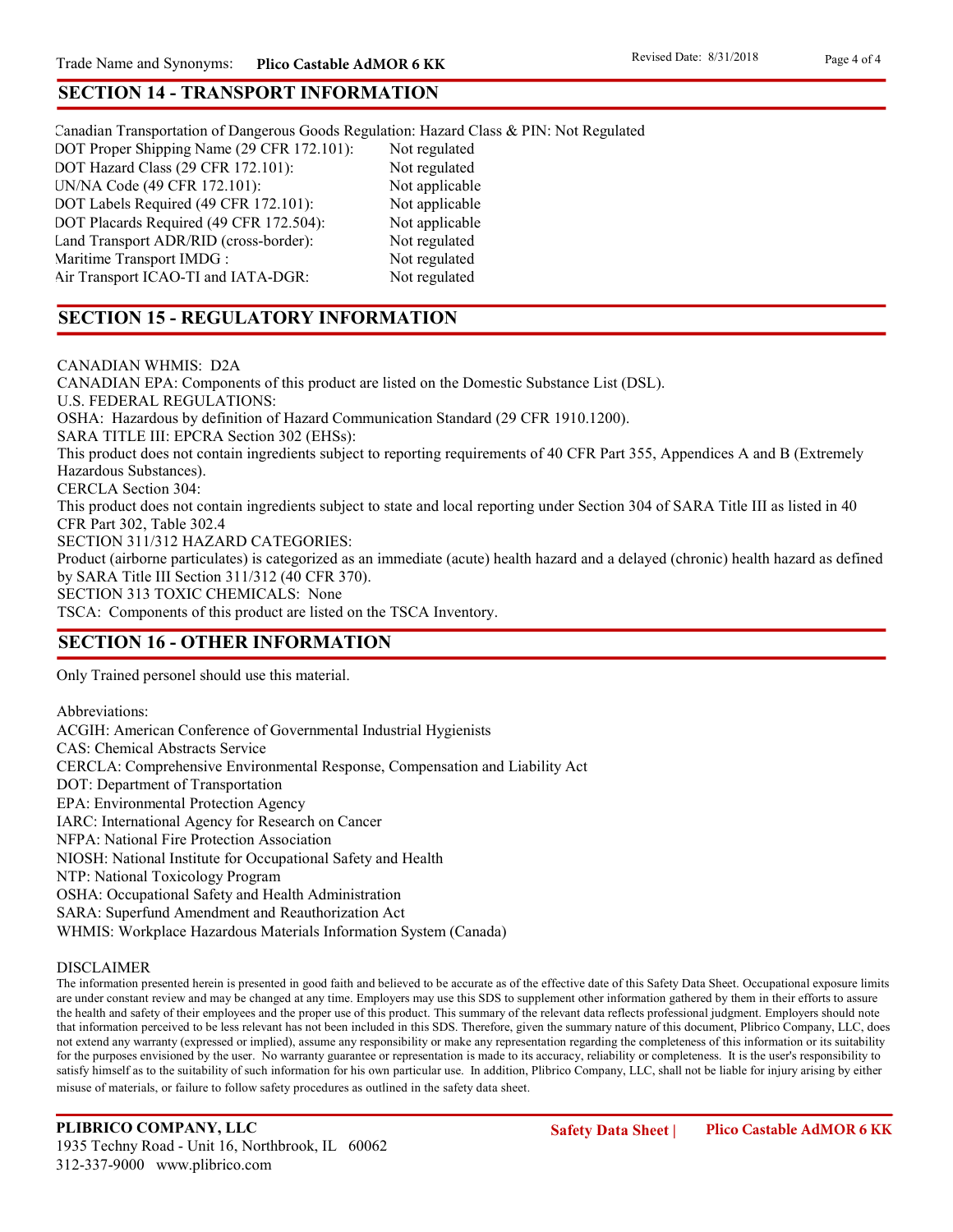## SECTION 14 - TRANSPORT INFORMATION

Canadian Transportation of Dangerous Goods Regulation: Hazard Class & PIN: Not Regulated

| | |
|---|---|
| DOT Proper Shipping Name (29 CFR 172.101): | Not regulated |
| DOT Hazard Class (29 CFR 172.101): | Not regulated |
| UN/NA Code (49 CFR 172.101): | Not applicable |
| DOT Labels Required (49 CFR 172.101): | Not applicable |
| DOT Placards Required (49 CFR 172.504): | Not applicable |
| Land Transport ADR/RID (cross-border): | Not regulated |
| Maritime Transport IMDG : | Not regulated |
| Air Transport ICAO-TI and IATA-DGR: | Not regulated |

## SECTION 15 - REGULATORY INFORMATION

CANADIAN WHMIS: D2A

CANADIAN EPA: Components of this product are listed on the Domestic Substance List (DSL).

U.S. FEDERAL REGULATIONS:

OSHA: Hazardous by definition of Hazard Communication Standard (29 CFR 1910.1200).

SARA TITLE III: EPCRA Section 302 (EHSs):

This product does not contain ingredients subject to reporting requirements of 40 CFR Part 355, Appendices A and B (Extremely Hazardous Substances).

CERCLA Section 304:

This product does not contain ingredients subject to state and local reporting under Section 304 of SARA Title III as listed in 40 CFR Part 302, Table 302.4

SECTION 311/312 HAZARD CATEGORIES:

Product (airborne particulates) is categorized as an immediate (acute) health hazard and a delayed (chronic) health hazard as defined by SARA Title III Section 311/312 (40 CFR 370).

SECTION 313 TOXIC CHEMICALS: None

TSCA: Components of this product are listed on the TSCA Inventory.

## SECTION 16 - OTHER INFORMATION

Only Trained personel should use this material.

Abbreviations:

ACGIH: American Conference of Governmental Industrial Hygienists
CAS: Chemical Abstracts Service
CERCLA: Comprehensive Environmental Response, Compensation and Liability Act
DOT: Department of Transportation
EPA: Environmental Protection Agency
IARC: International Agency for Research on Cancer
NFPA: National Fire Protection Association
NIOSH: National Institute for Occupational Safety and Health
NTP: National Toxicology Program
OSHA: Occupational Safety and Health Administration
SARA: Superfund Amendment and Reauthorization Act
WHMIS: Workplace Hazardous Materials Information System (Canada)

DISCLAIMER

The information presented herein is presented in good faith and believed to be accurate as of the effective date of this Safety Data Sheet. Occupational exposure limits are under constant review and may be changed at any time. Employers may use this SDS to supplement other information gathered by them in their efforts to assure the health and safety of their employees and the proper use of this product. This summary of the relevant data reflects professional judgment. Employers should note that information perceived to be less relevant has not been included in this SDS. Therefore, given the summary nature of this document, Plibrico Company, LLC, does not extend any warranty (expressed or implied), assume any responsibility or make any representation regarding the completeness of this information or its suitability for the purposes envisioned by the user. No warranty guarantee or representation is made to its accuracy, reliability or completeness. It is the user's responsibility to satisfy himself as to the suitability of such information for his own particular use. In addition, Plibrico Company, LLC, shall not be liable for injury arising by either misuse of materials, or failure to follow safety procedures as outlined in the safety data sheet.

**PLIBRICO COMPANY, LLC**
1935 Techny Road - Unit 16, Northbrook, IL 60062
312-337-9000 www.plibrico.com